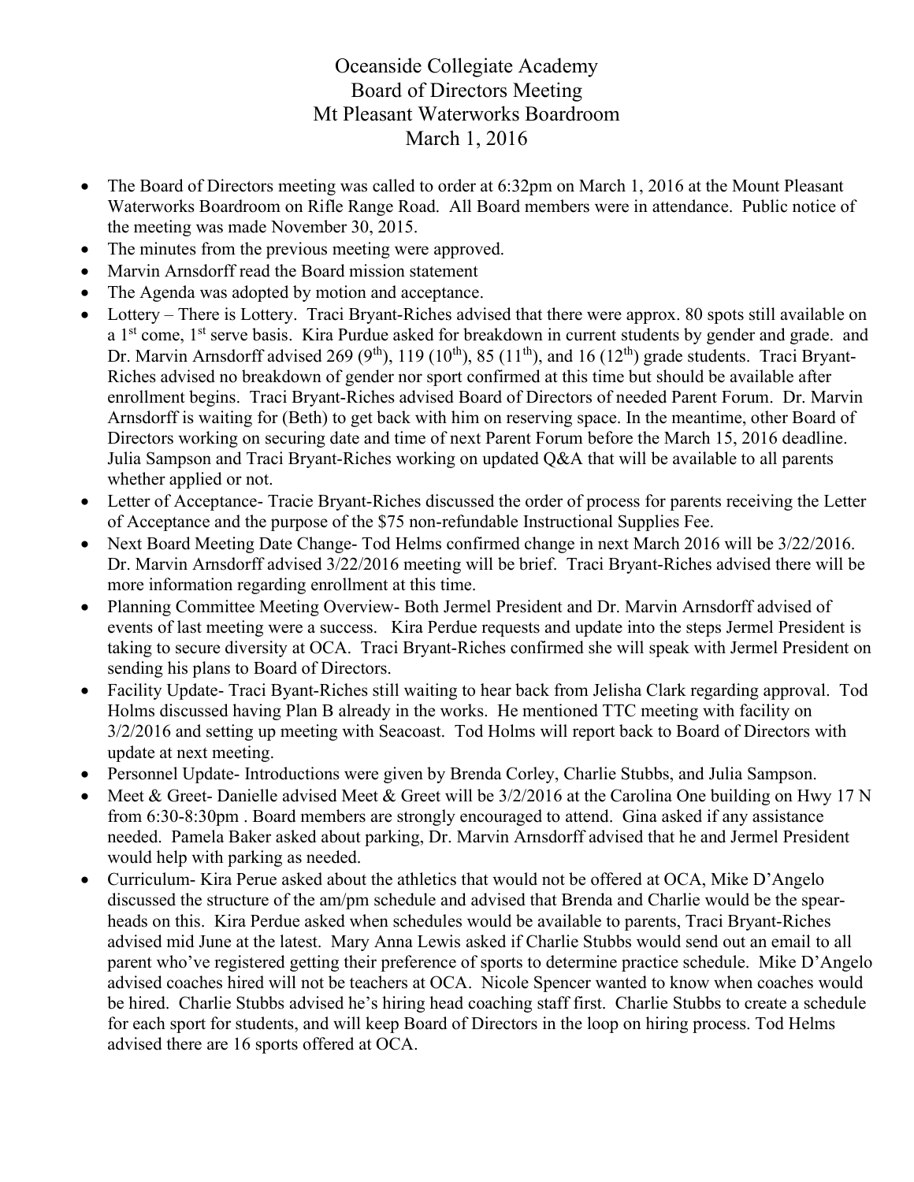# Oceanside Collegiate Academy
## Board of Directors Meeting
## Mt Pleasant Waterworks Boardroom
## March 1, 2016

- The Board of Directors meeting was called to order at 6:32pm on March 1, 2016 at the Mount Pleasant Waterworks Boardroom on Rifle Range Road. All Board members were in attendance. Public notice of the meeting was made November 30, 2015.
- The minutes from the previous meeting were approved.
- Marvin Arnsdorff read the Board mission statement
- The Agenda was adopted by motion and acceptance.
- Lottery – There is Lottery. Traci Bryant-Riches advised that there were approx. 80 spots still available on a 1st come, 1st serve basis. Kira Purdue asked for breakdown in current students by gender and grade. and Dr. Marvin Arnsdorff advised 269 (9th), 119 (10th), 85 (11th), and 16 (12th) grade students. Traci Bryant-Riches advised no breakdown of gender nor sport confirmed at this time but should be available after enrollment begins. Traci Bryant-Riches advised Board of Directors of needed Parent Forum. Dr. Marvin Arnsdorff is waiting for (Beth) to get back with him on reserving space. In the meantime, other Board of Directors working on securing date and time of next Parent Forum before the March 15, 2016 deadline. Julia Sampson and Traci Bryant-Riches working on updated Q&A that will be available to all parents whether applied or not.
- Letter of Acceptance- Tracie Bryant-Riches discussed the order of process for parents receiving the Letter of Acceptance and the purpose of the $75 non-refundable Instructional Supplies Fee.
- Next Board Meeting Date Change- Tod Helms confirmed change in next March 2016 will be 3/22/2016. Dr. Marvin Arnsdorff advised 3/22/2016 meeting will be brief. Traci Bryant-Riches advised there will be more information regarding enrollment at this time.
- Planning Committee Meeting Overview- Both Jermel President and Dr. Marvin Arnsdorff advised of events of last meeting were a success. Kira Perdue requests and update into the steps Jermel President is taking to secure diversity at OCA. Traci Bryant-Riches confirmed she will speak with Jermel President on sending his plans to Board of Directors.
- Facility Update- Traci Byant-Riches still waiting to hear back from Jelisha Clark regarding approval. Tod Holms discussed having Plan B already in the works. He mentioned TTC meeting with facility on 3/2/2016 and setting up meeting with Seacoast. Tod Holms will report back to Board of Directors with update at next meeting.
- Personnel Update- Introductions were given by Brenda Corley, Charlie Stubbs, and Julia Sampson.
- Meet & Greet- Danielle advised Meet & Greet will be 3/2/2016 at the Carolina One building on Hwy 17 N from 6:30-8:30pm . Board members are strongly encouraged to attend. Gina asked if any assistance needed. Pamela Baker asked about parking, Dr. Marvin Arnsdorff advised that he and Jermel President would help with parking as needed.
- Curriculum- Kira Perue asked about the athletics that would not be offered at OCA, Mike D'Angelo discussed the structure of the am/pm schedule and advised that Brenda and Charlie would be the spear-heads on this. Kira Perdue asked when schedules would be available to parents, Traci Bryant-Riches advised mid June at the latest. Mary Anna Lewis asked if Charlie Stubbs would send out an email to all parent who've registered getting their preference of sports to determine practice schedule. Mike D'Angelo advised coaches hired will not be teachers at OCA. Nicole Spencer wanted to know when coaches would be hired. Charlie Stubbs advised he's hiring head coaching staff first. Charlie Stubbs to create a schedule for each sport for students, and will keep Board of Directors in the loop on hiring process. Tod Helms advised there are 16 sports offered at OCA.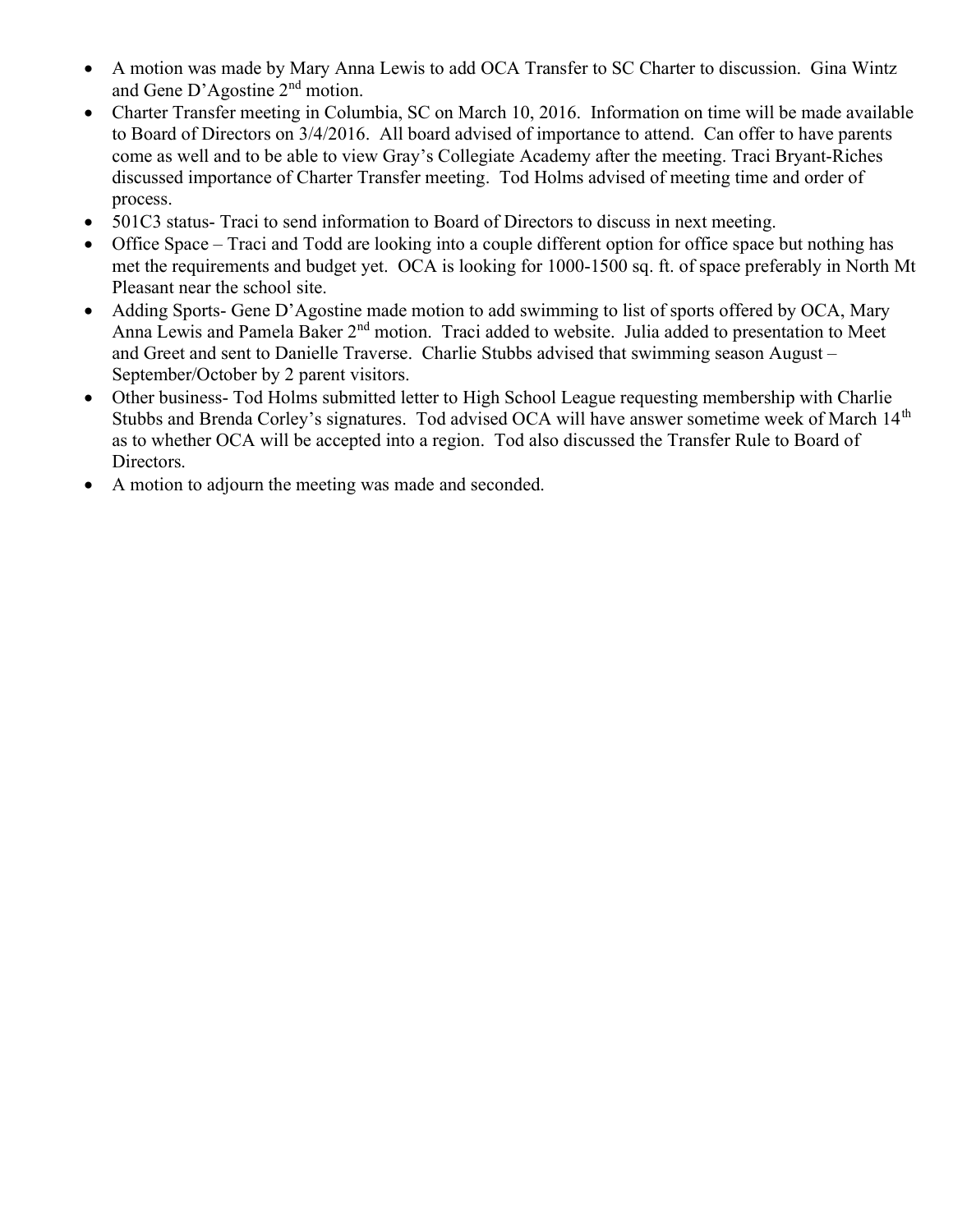- A motion was made by Mary Anna Lewis to add OCA Transfer to SC Charter to discussion. Gina Wintz and Gene D'Agostine 2nd motion.
- Charter Transfer meeting in Columbia, SC on March 10, 2016. Information on time will be made available to Board of Directors on 3/4/2016. All board advised of importance to attend. Can offer to have parents come as well and to be able to view Gray's Collegiate Academy after the meeting. Traci Bryant-Riches discussed importance of Charter Transfer meeting. Tod Holms advised of meeting time and order of process.
- 501C3 status- Traci to send information to Board of Directors to discuss in next meeting.
- Office Space – Traci and Todd are looking into a couple different option for office space but nothing has met the requirements and budget yet. OCA is looking for 1000-1500 sq. ft. of space preferably in North Mt Pleasant near the school site.
- Adding Sports- Gene D'Agostine made motion to add swimming to list of sports offered by OCA, Mary Anna Lewis and Pamela Baker 2nd motion. Traci added to website. Julia added to presentation to Meet and Greet and sent to Danielle Traverse. Charlie Stubbs advised that swimming season August – September/October by 2 parent visitors.
- Other business- Tod Holms submitted letter to High School League requesting membership with Charlie Stubbs and Brenda Corley's signatures. Tod advised OCA will have answer sometime week of March 14th as to whether OCA will be accepted into a region. Tod also discussed the Transfer Rule to Board of Directors.
- A motion to adjourn the meeting was made and seconded.